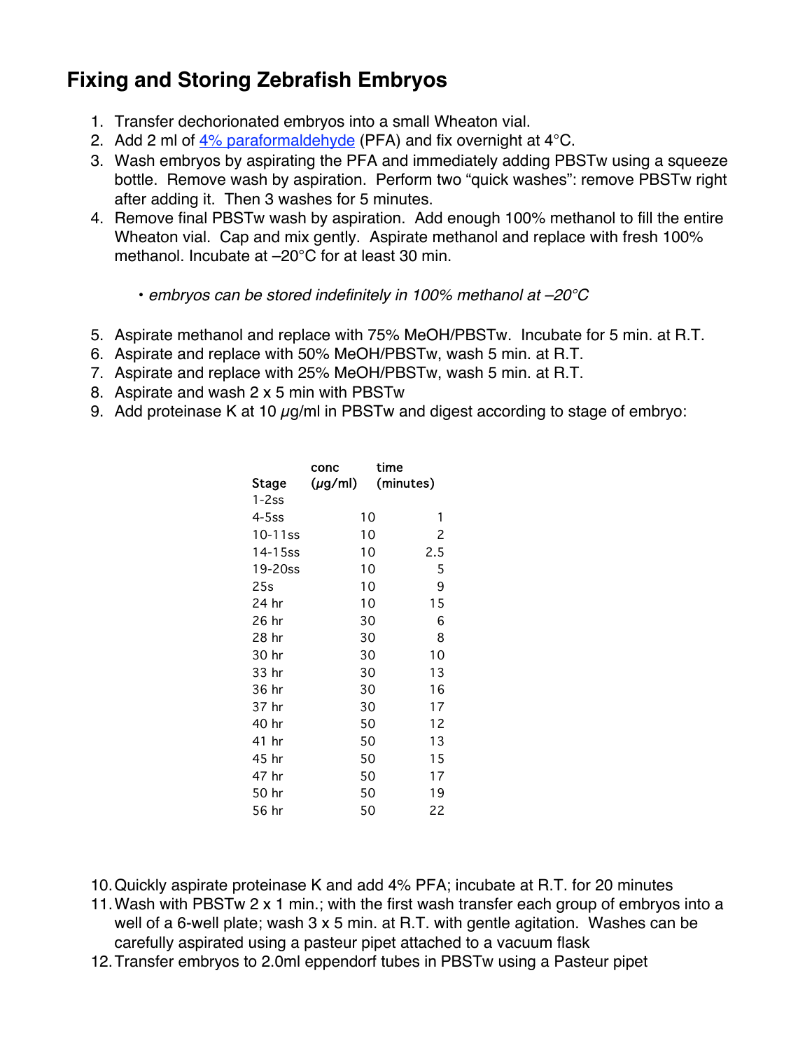# Fixing and Storing Zebrafish Embryos

1. Transfer dechorionated embryos into a small Wheaton vial.
2. Add 2 ml of [4% paraformaldehyde](4% paraformaldehyde) (PFA) and fix overnight at 4°C.
3. Wash embryos by aspirating the PFA and immediately adding PBSTw using a squeeze bottle. Remove wash by aspiration. Perform two "quick washes": remove PBSTw right after adding it. Then 3 washes for 5 minutes.
4. Remove final PBSTw wash by aspiration. Add enough 100% methanol to fill the entire Wheaton vial. Cap and mix gently. Aspirate methanol and replace with fresh 100% methanol. Incubate at –20°C for at least 30 min.

    • *embryos can be stored indefinitely in 100% methanol at –20°C*

5. Aspirate methanol and replace with 75% MeOH/PBSTw. Incubate for 5 min. at R.T.
6. Aspirate and replace with 50% MeOH/PBSTw, wash 5 min. at R.T.
7. Aspirate and replace with 25% MeOH/PBSTw, wash 5 min. at R.T.
8. Aspirate and wash 2 x 5 min with PBSTw
9. Add proteinase K at 10 μg/ml in PBSTw and digest according to stage of embryo:

| Stage | conc (μg/ml) | time (minutes) |
|---|---|---|
| 1-2ss | | |
| 4-5ss | 10 | 1 |
| 10-11ss | 10 | 2 |
| 14-15ss | 10 | 2.5 |
| 19-20ss | 10 | 5 |
| 25s | 10 | 9 |
| 24 hr | 10 | 15 |
| 26 hr | 30 | 6 |
| 28 hr | 30 | 8 |
| 30 hr | 30 | 10 |
| 33 hr | 30 | 13 |
| 36 hr | 30 | 16 |
| 37 hr | 30 | 17 |
| 40 hr | 50 | 12 |
| 41 hr | 50 | 13 |
| 45 hr | 50 | 15 |
| 47 hr | 50 | 17 |
| 50 hr | 50 | 19 |
| 56 hr | 50 | 22 |

10. Quickly aspirate proteinase K and add 4% PFA; incubate at R.T. for 20 minutes
11. Wash with PBSTw 2 x 1 min.; with the first wash transfer each group of embryos into a well of a 6-well plate; wash 3 x 5 min. at R.T. with gentle agitation. Washes can be carefully aspirated using a pasteur pipet attached to a vacuum flask
12. Transfer embryos to 2.0ml eppendorf tubes in PBSTw using a Pasteur pipet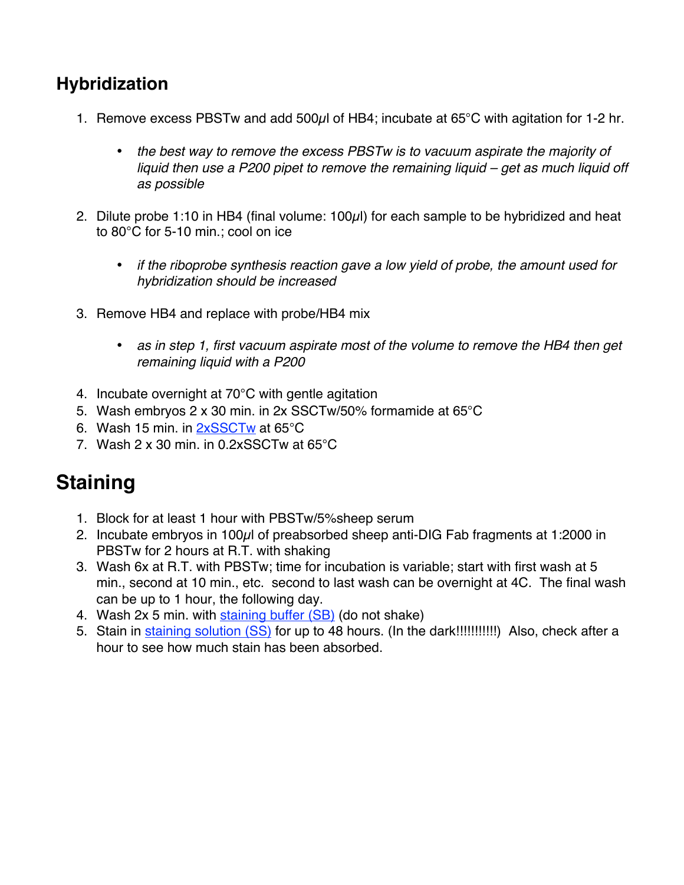## Hybridization

1. Remove excess PBSTw and add 500µl of HB4; incubate at 65°C with agitation for 1-2 hr.
   - *the best way to remove the excess PBSTw is to vacuum aspirate the majority of liquid then use a P200 pipet to remove the remaining liquid – get as much liquid off as possible*
2. Dilute probe 1:10 in HB4 (final volume: 100µl) for each sample to be hybridized and heat to 80°C for 5-10 min.; cool on ice
   - *if the riboprobe synthesis reaction gave a low yield of probe, the amount used for hybridization should be increased*
3. Remove HB4 and replace with probe/HB4 mix
   - *as in step 1, first vacuum aspirate most of the volume to remove the HB4 then get remaining liquid with a P200*
4. Incubate overnight at 70°C with gentle agitation
5. Wash embryos 2 x 30 min. in 2x SSCTw/50% formamide at 65°C
6. Wash 15 min. in 2xSSCTw at 65°C
7. Wash 2 x 30 min. in 0.2xSSCTw at 65°C

# Staining

1. Block for at least 1 hour with PBSTw/5%sheep serum
2. Incubate embryos in 100µl of preabsorbed sheep anti-DIG Fab fragments at 1:2000 in PBSTw for 2 hours at R.T. with shaking
3. Wash 6x at R.T. with PBSTw; time for incubation is variable; start with first wash at 5 min., second at 10 min., etc. second to last wash can be overnight at 4C. The final wash can be up to 1 hour, the following day.
4. Wash 2x 5 min. with staining buffer (SB) (do not shake)
5. Stain in staining solution (SS) for up to 48 hours. (In the dark!!!!!!!!!!!) Also, check after a hour to see how much stain has been absorbed.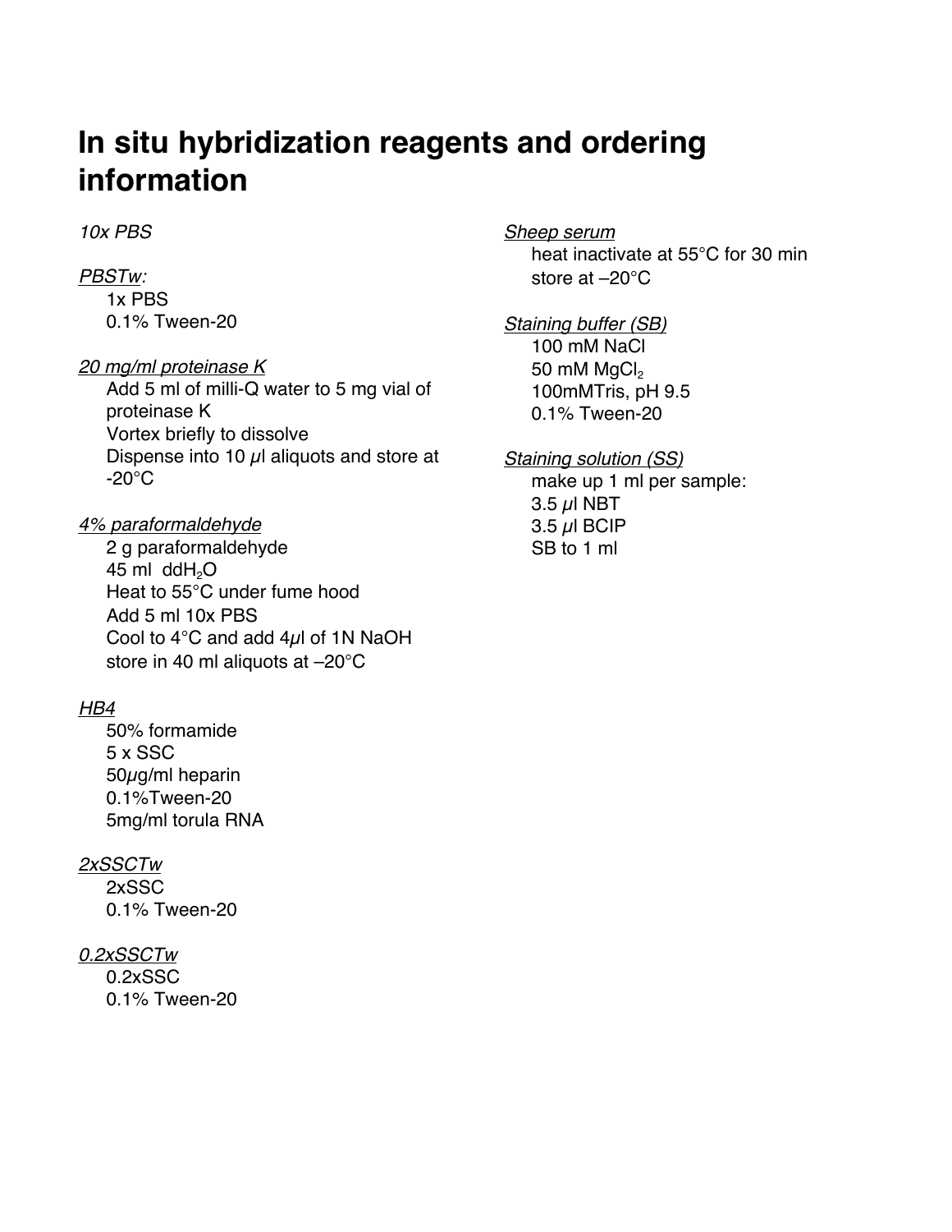# In situ hybridization reagents and ordering information

*10x PBS*

*PBSTw:*

1x PBS
0.1% Tween-20

*20 mg/ml proteinase K*

Add 5 ml of milli-Q water to 5 mg vial of proteinase K
Vortex briefly to dissolve
Dispense into 10 $\mu$l aliquots and store at -20°C

*4% paraformaldehyde*

2 g paraformaldehyde
45 ml ddH$_2$O
Heat to 55°C under fume hood
Add 5 ml 10x PBS
Cool to 4°C and add 4$\mu$l of 1N NaOH
store in 40 ml aliquots at –20°C

*HB4*

50% formamide
5 x SSC
50$\mu$g/ml heparin
0.1%Tween-20
5mg/ml torula RNA

*2xSSCTw*

2xSSC
0.1% Tween-20

*0.2xSSCTw*

0.2xSSC
0.1% Tween-20

*Sheep serum*

heat inactivate at 55°C for 30 min
store at –20°C

*Staining buffer (SB)*

100 mM NaCl
50 mM MgCl$_2$
100mMTris, pH 9.5
0.1% Tween-20

*Staining solution (SS)*

make up 1 ml per sample:
3.5 $\mu$l NBT
3.5 $\mu$l BCIP
SB to 1 ml